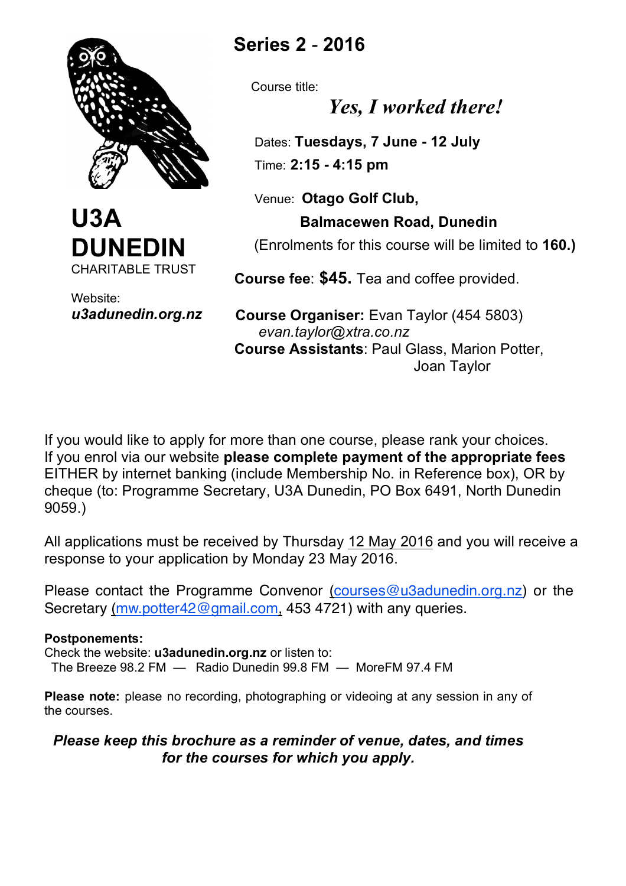# U3A DUNEDIN

CHARITABLE TRUST

Website:
***u3adunedin.org.nz***

## Series 2 - 2016

Course title:

***Yes, I worked there!***

Dates: **Tuesdays, 7 June - 12 July**

Time: **2:15 - 4:15 pm**

Venue: **Otago Golf Club,**
**Balmacewen Road, Dunedin**

(Enrolments for this course will be limited to **160.)**

**Course fee**: **$45.** Tea and coffee provided.

**Course Organiser:** Evan Taylor (454 5803)
*evan.taylor@xtra.co.nz*

**Course Assistants**: Paul Glass, Marion Potter, Joan Taylor

If you would like to apply for more than one course, please rank your choices. If you enrol via our website **please complete payment of the appropriate fees** EITHER by internet banking (include Membership No. in Reference box), OR by cheque (to: Programme Secretary, U3A Dunedin, PO Box 6491, North Dunedin 9059.)

All applications must be received by Thursday 12 May 2016 and you will receive a response to your application by Monday 23 May 2016.

Please contact the Programme Convenor (courses@u3adunedin.org.nz) or the Secretary (mw.potter42@gmail.com, 453 4721) with any queries.

**Postponements:**
Check the website: **u3adunedin.org.nz** or listen to:
The Breeze 98.2 FM — Radio Dunedin 99.8 FM — MoreFM 97.4 FM

**Please note:** please no recording, photographing or videoing at any session in any of the courses.

***Please keep this brochure as a reminder of venue, dates, and times for the courses for which you apply.***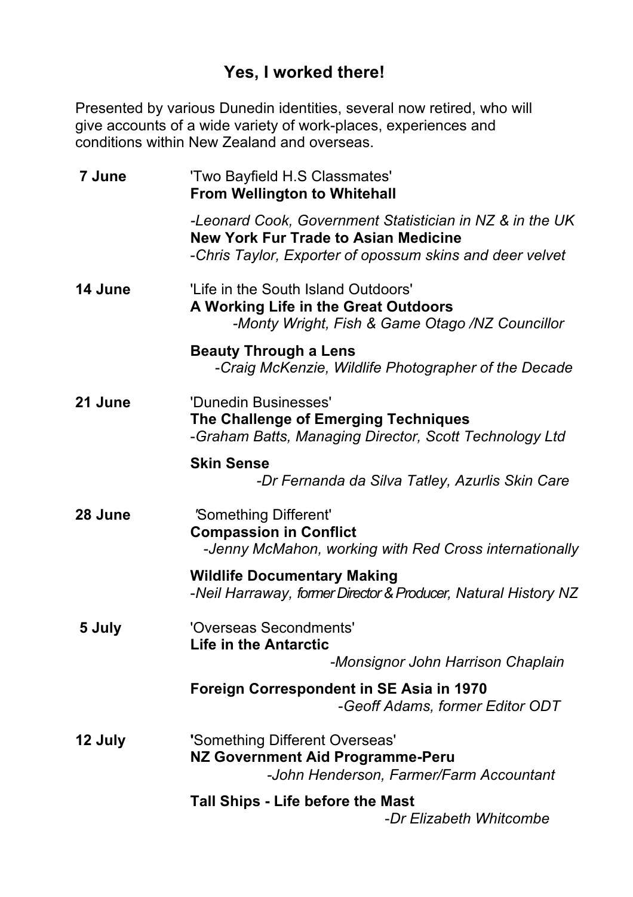## Yes, I worked there!

Presented by various Dunedin identities, several now retired, who will give accounts of a wide variety of work-places, experiences and conditions within New Zealand and overseas.

**7 June** — 'Two Bayfield H.S Classmates'

**From Wellington to Whitehall**
*-Leonard Cook, Government Statistician in NZ & in the UK*

**New York Fur Trade to Asian Medicine**
*-Chris Taylor, Exporter of opossum skins and deer velvet*

**14 June** — 'Life in the South Island Outdoors'

**A Working Life in the Great Outdoors**
*-Monty Wright, Fish & Game Otago /NZ Councillor*

**Beauty Through a Lens**
*-Craig McKenzie, Wildlife Photographer of the Decade*

**21 June** — 'Dunedin Businesses'

**The Challenge of Emerging Techniques**
*-Graham Batts, Managing Director, Scott Technology Ltd*

**Skin Sense**
*-Dr Fernanda da Silva Tatley, Azurlis Skin Care*

**28 June** — 'Something Different'

**Compassion in Conflict**
*-Jenny McMahon, working with Red Cross internationally*

**Wildlife Documentary Making**
*-Neil Harraway, former Director & Producer, Natural History NZ*

**5 July** — 'Overseas Secondments'

**Life in the Antarctic**
*-Monsignor John Harrison Chaplain*

**Foreign Correspondent in SE Asia in 1970**
*-Geoff Adams, former Editor ODT*

**12 July** — 'Something Different Overseas'

**NZ Government Aid Programme-Peru**
*-John Henderson, Farmer/Farm Accountant*

**Tall Ships - Life before the Mast**
*-Dr Elizabeth Whitcombe*